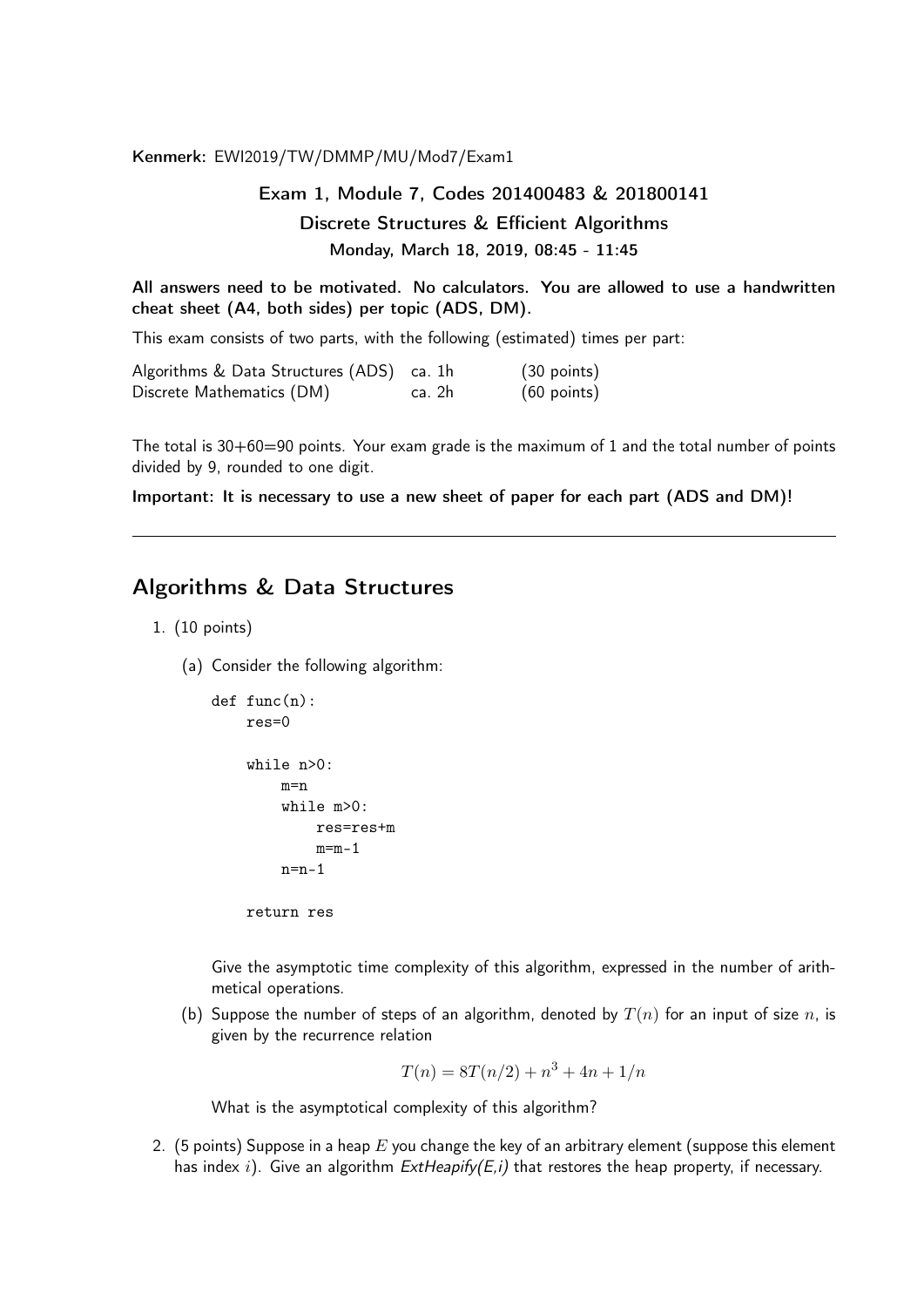**Kenmerk:** EWI2019/TW/DMMP/MU/Mod7/Exam1

**Exam 1, Module 7, Codes 201400483 & 201800141**

**Discrete Structures & Efficient Algorithms**

**Monday, March 18, 2019, 08:45 - 11:45**

**All answers need to be motivated. No calculators. You are allowed to use a handwritten cheat sheet (A4, both sides) per topic (ADS, DM).**

This exam consists of two parts, with the following (estimated) times per part:

| | | |
|---|---|---|
| Algorithms & Data Structures (ADS) | ca. 1h | (30 points) |
| Discrete Mathematics (DM) | ca. 2h | (60 points) |

The total is 30+60=90 points. Your exam grade is the maximum of 1 and the total number of points divided by 9, rounded to one digit.

**Important: It is necessary to use a new sheet of paper for each part (ADS and DM)!**

---

## Algorithms & Data Structures

1. (10 points)

   (a) Consider the following algorithm:

   ```
   def func(n):
       res=0

       while n>0:
           m=n
           while m>0:
               res=res+m
               m=m-1
           n=n-1

       return res
   ```

   Give the asymptotic time complexity of this algorithm, expressed in the number of arithmetical operations.

   (b) Suppose the number of steps of an algorithm, denoted by $T(n)$ for an input of size $n$, is given by the recurrence relation

   $$T(n) = 8T(n/2) + n^3 + 4n + 1/n$$

   What is the asymptotical complexity of this algorithm?

2. (5 points) Suppose in a heap $E$ you change the key of an arbitrary element (suppose this element has index $i$). Give an algorithm *ExtHeapify(E,i)* that restores the heap property, if necessary.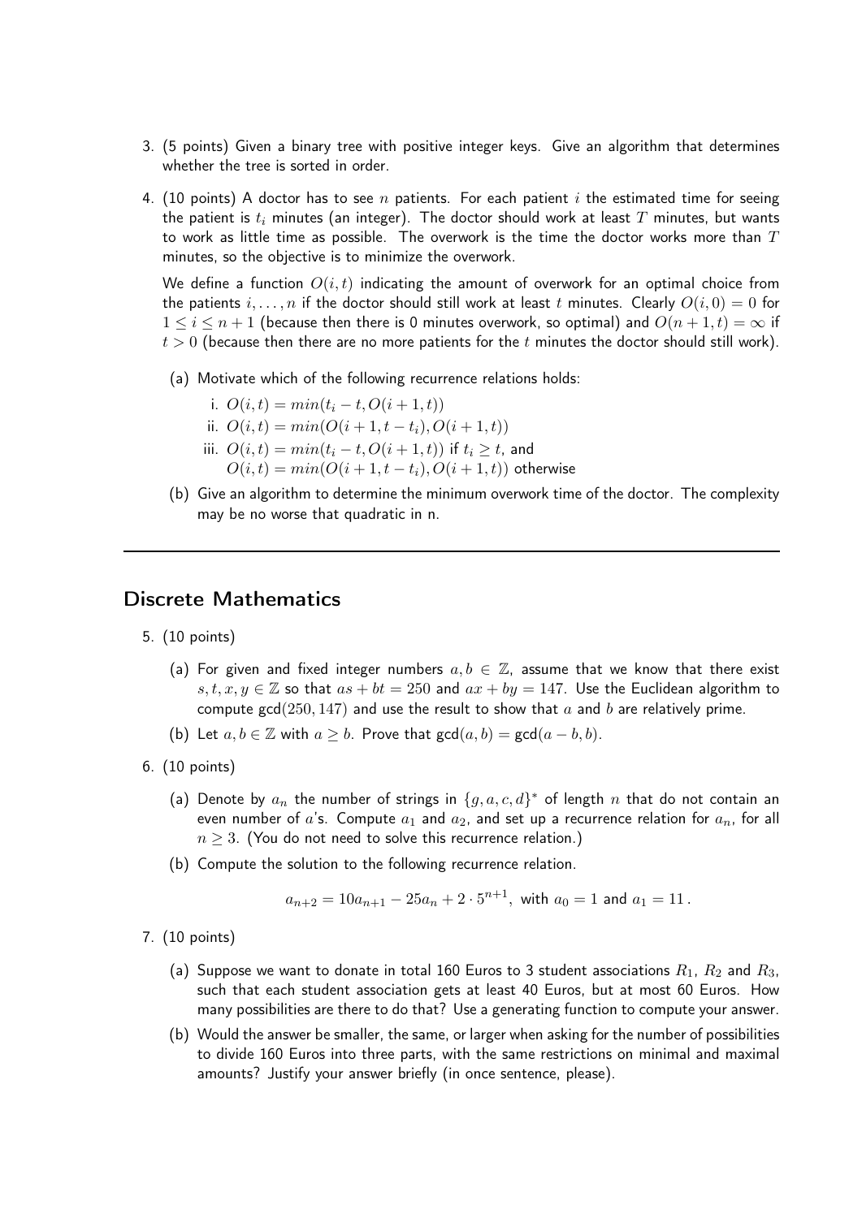3. (5 points) Given a binary tree with positive integer keys. Give an algorithm that determines whether the tree is sorted in order.

4. (10 points) A doctor has to see $n$ patients. For each patient $i$ the estimated time for seeing the patient is $t_i$ minutes (an integer). The doctor should work at least $T$ minutes, but wants to work as little time as possible. The overwork is the time the doctor works more than $T$ minutes, so the objective is to minimize the overwork.

   We define a function $O(i, t)$ indicating the amount of overwork for an optimal choice from the patients $i, \ldots, n$ if the doctor should still work at least $t$ minutes. Clearly $O(i, 0) = 0$ for $1 \leq i \leq n + 1$ (because then there is 0 minutes overwork, so optimal) and $O(n + 1, t) = \infty$ if $t > 0$ (because then there are no more patients for the $t$ minutes the doctor should still work).

   (a) Motivate which of the following recurrence relations holds:

      i. $O(i, t) = min(t_i - t, O(i + 1, t))$

      ii. $O(i, t) = min(O(i + 1, t - t_i), O(i + 1, t))$

      iii. $O(i, t) = min(t_i - t, O(i + 1, t))$ if $t_i \geq t$, and
      $O(i, t) = min(O(i + 1, t - t_i), O(i + 1, t))$ otherwise

   (b) Give an algorithm to determine the minimum overwork time of the doctor. The complexity may be no worse that quadratic in n.

---

## Discrete Mathematics

5. (10 points)

   (a) For given and fixed integer numbers $a, b \in \mathbb{Z}$, assume that we know that there exist $s, t, x, y \in \mathbb{Z}$ so that $as + bt = 250$ and $ax + by = 147$. Use the Euclidean algorithm to compute $\gcd(250, 147)$ and use the result to show that $a$ and $b$ are relatively prime.

   (b) Let $a, b \in \mathbb{Z}$ with $a \geq b$. Prove that $\gcd(a, b) = \gcd(a - b, b)$.

6. (10 points)

   (a) Denote by $a_n$ the number of strings in $\{g, a, c, d\}^*$ of length $n$ that do not contain an even number of $a$'s. Compute $a_1$ and $a_2$, and set up a recurrence relation for $a_n$, for all $n \geq 3$. (You do not need to solve this recurrence relation.)

   (b) Compute the solution to the following recurrence relation.

   $$a_{n+2} = 10a_{n+1} - 25a_n + 2 \cdot 5^{n+1}, \text{ with } a_0 = 1 \text{ and } a_1 = 11\,.$$

7. (10 points)

   (a) Suppose we want to donate in total 160 Euros to 3 student associations $R_1$, $R_2$ and $R_3$, such that each student association gets at least 40 Euros, but at most 60 Euros. How many possibilities are there to do that? Use a generating function to compute your answer.

   (b) Would the answer be smaller, the same, or larger when asking for the number of possibilities to divide 160 Euros into three parts, with the same restrictions on minimal and maximal amounts? Justify your answer briefly (in once sentence, please).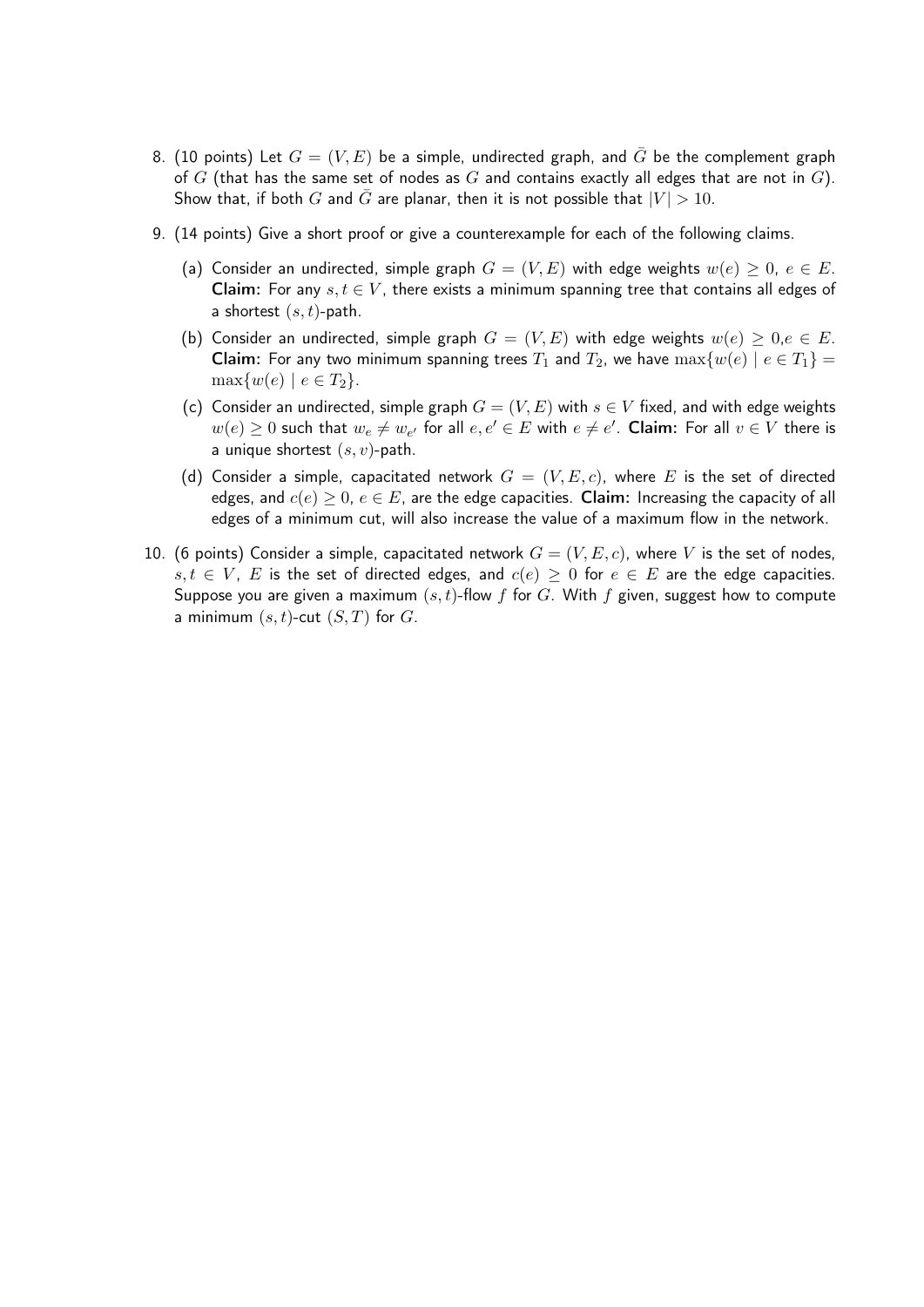8. (10 points) Let $G = (V, E)$ be a simple, undirected graph, and $\bar{G}$ be the complement graph of $G$ (that has the same set of nodes as $G$ and contains exactly all edges that are not in $G$). Show that, if both $G$ and $\bar{G}$ are planar, then it is not possible that $|V| > 10$.

9. (14 points) Give a short proof or give a counterexample for each of the following claims.

   (a) Consider an undirected, simple graph $G = (V, E)$ with edge weights $w(e) \geq 0$, $e \in E$. **Claim:** For any $s, t \in V$, there exists a minimum spanning tree that contains all edges of a shortest $(s, t)$-path.

   (b) Consider an undirected, simple graph $G = (V, E)$ with edge weights $w(e) \geq 0, e \in E$. **Claim:** For any two minimum spanning trees $T_1$ and $T_2$, we have $\max\{w(e) \mid e \in T_1\} = \max\{w(e) \mid e \in T_2\}$.

   (c) Consider an undirected, simple graph $G = (V, E)$ with $s \in V$ fixed, and with edge weights $w(e) \geq 0$ such that $w_e \neq w_{e'}$ for all $e, e' \in E$ with $e \neq e'$. **Claim:** For all $v \in V$ there is a unique shortest $(s, v)$-path.

   (d) Consider a simple, capacitated network $G = (V, E, c)$, where $E$ is the set of directed edges, and $c(e) \geq 0$, $e \in E$, are the edge capacities. **Claim:** Increasing the capacity of all edges of a minimum cut, will also increase the value of a maximum flow in the network.

10. (6 points) Consider a simple, capacitated network $G = (V, E, c)$, where $V$ is the set of nodes, $s, t \in V$, $E$ is the set of directed edges, and $c(e) \geq 0$ for $e \in E$ are the edge capacities. Suppose you are given a maximum $(s, t)$-flow $f$ for $G$. With $f$ given, suggest how to compute a minimum $(s, t)$-cut $(S, T)$ for $G$.